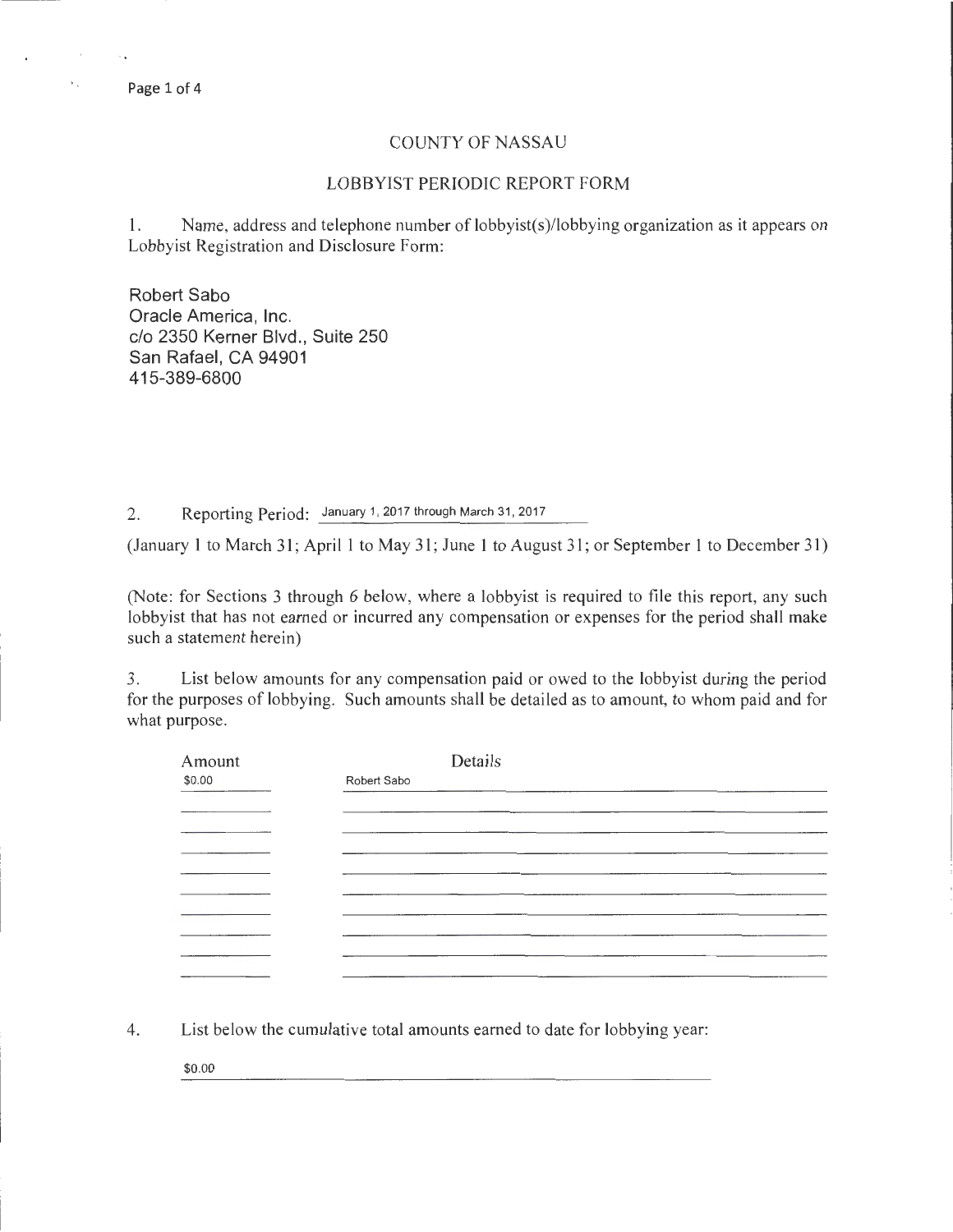# COUNTY OF NASSAU

## LOBBYIST PERIODIC REPORT FORM

1. Name, address and telephone number of lobbyist(s)/lobbying organization as it appears on Lobbyist Registration and Disclosure Form:

Robert Sabo
Oracle America, Inc.
c/o 2350 Kerner Blvd., Suite 250
San Rafael, CA 94901
415-389-6800

2. Reporting Period: January 1, 2017 through March 31, 2017

(January 1 to March 31; April 1 to May 31; June 1 to August 31; or September 1 to December 31)

(Note: for Sections 3 through 6 below, where a lobbyist is required to file this report, any such lobbyist that has not earned or incurred any compensation or expenses for the period shall make such a statement herein)

3. List below amounts for any compensation paid or owed to the lobbyist during the period for the purposes of lobbying. Such amounts shall be detailed as to amount, to whom paid and for what purpose.

| Amount | Details |
|---|---|
| $0.00 | Robert Sabo |

4. List below the cumulative total amounts earned to date for lobbying year:

$0.00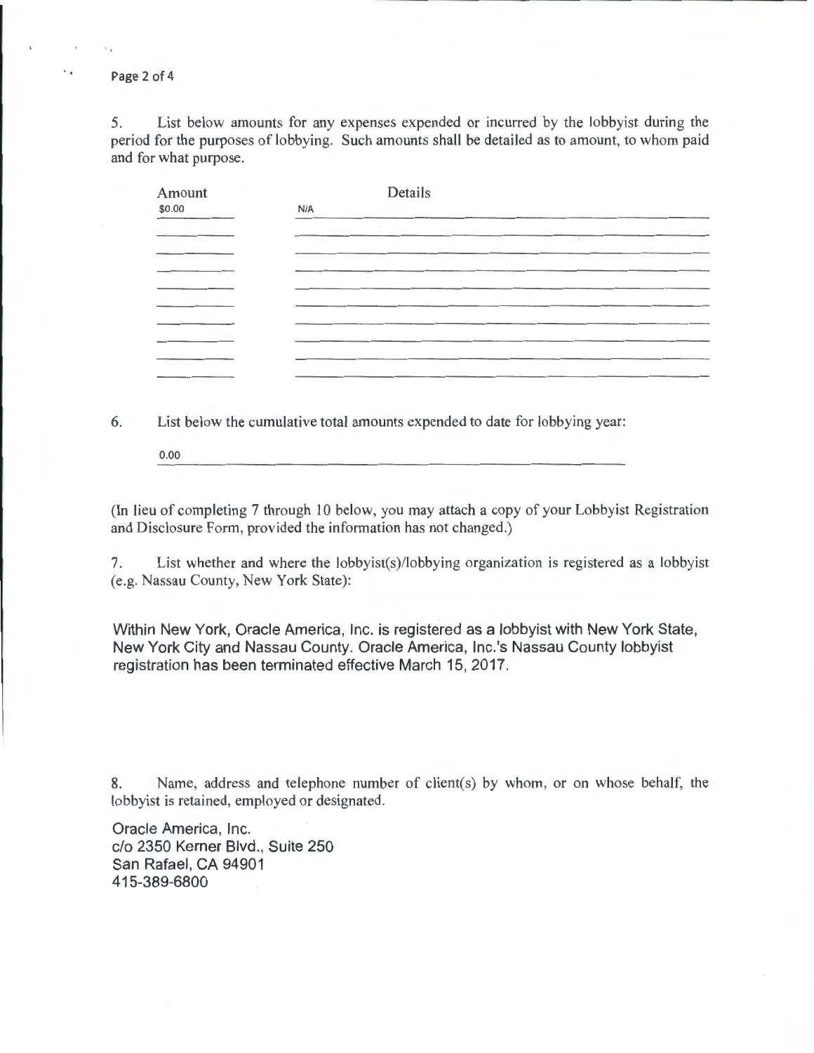5. List below amounts for any expenses expended or incurred by the lobbyist during the period for the purposes of lobbying. Such amounts shall be detailed as to amount, to whom paid and for what purpose.

| Amount | Details |
|---|---|
| $0.00 | N/A |

6. List below the cumulative total amounts expended to date for lobbying year:

0.00

(In lieu of completing 7 through 10 below, you may attach a copy of your Lobbyist Registration and Disclosure Form, provided the information has not changed.)

7. List whether and where the lobbyist(s)/lobbying organization is registered as a lobbyist (e.g. Nassau County, New York State):

Within New York, Oracle America, Inc. is registered as a lobbyist with New York State, New York City and Nassau County. Oracle America, Inc.'s Nassau County lobbyist registration has been terminated effective March 15, 2017.

8. Name, address and telephone number of client(s) by whom, or on whose behalf, the lobbyist is retained, employed or designated.

Oracle America, Inc.
c/o 2350 Kerner Blvd., Suite 250
San Rafael, CA 94901
415-389-6800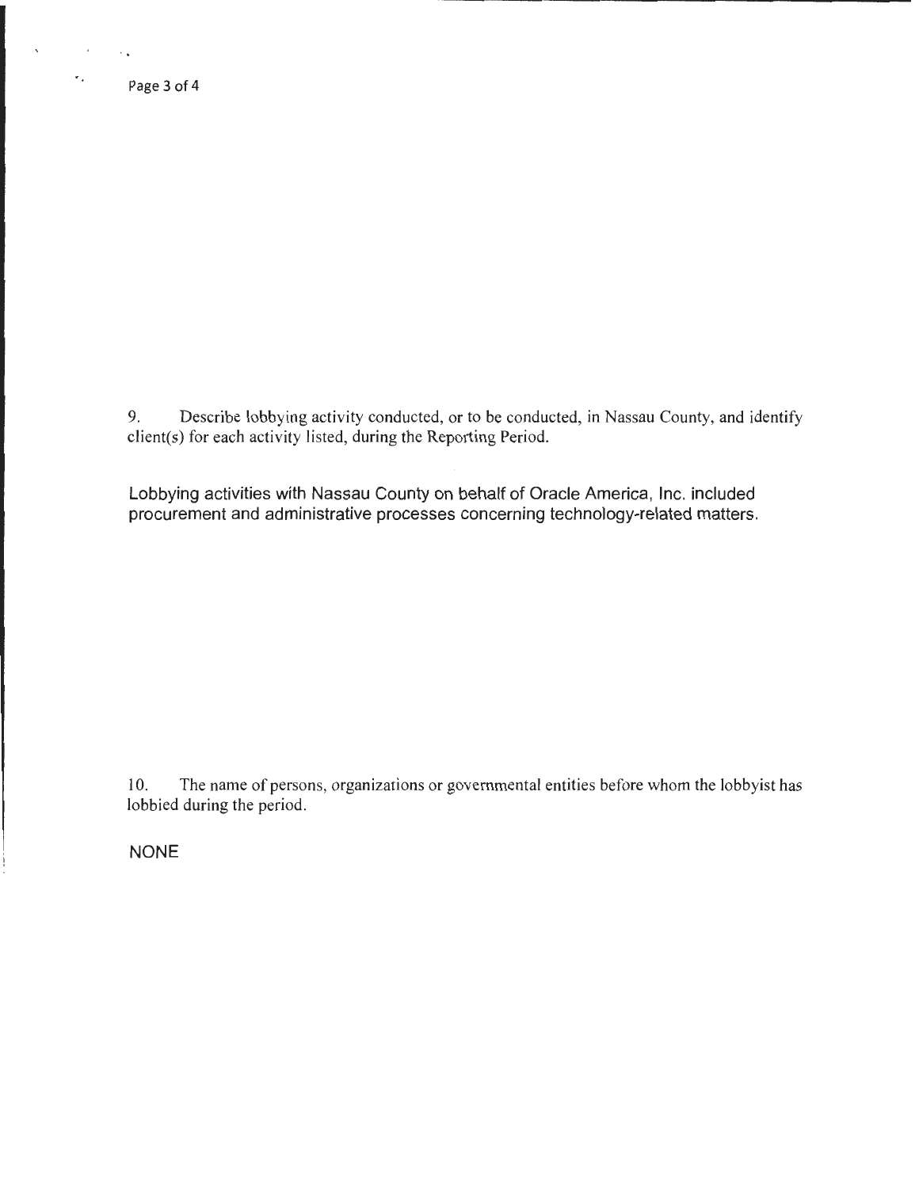9. Describe lobbying activity conducted, or to be conducted, in Nassau County, and identify client(s) for each activity listed, during the Reporting Period.

Lobbying activities with Nassau County on behalf of Oracle America, Inc. included procurement and administrative processes concerning technology-related matters.

10. The name of persons, organizations or governmental entities before whom the lobbyist has lobbied during the period.

NONE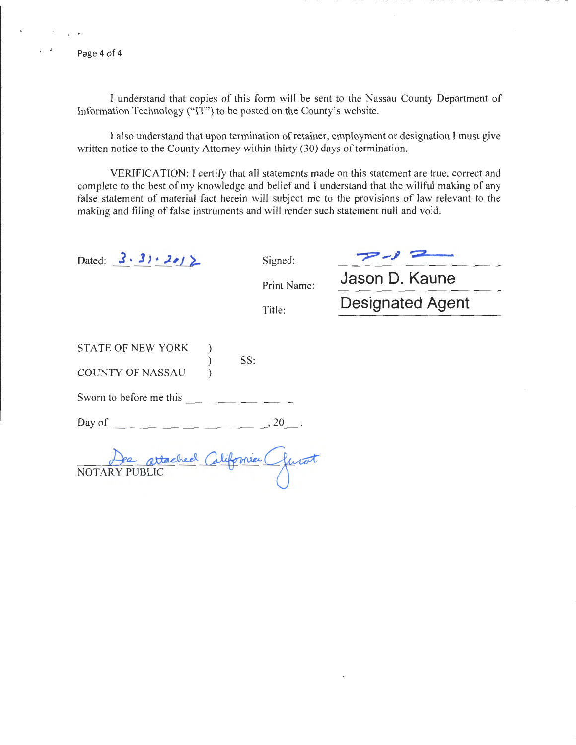I understand that copies of this form will be sent to the Nassau County Department of Information Technology ("IT") to be posted on the County's website.

I also understand that upon termination of retainer, employment or designation I must give written notice to the County Attorney within thirty (30) days of termination.

VERIFICATION: I certify that all statements made on this statement are true, correct and complete to the best of my knowledge and belief and I understand that the willful making of any false statement of material fact herein will subject me to the provisions of law relevant to the making and filing of false instruments and will render such statement null and void.

Dated: 3.31.2012

Signed: [signature]

Print Name: Jason D. Kaune

Title: Designated Agent

STATE OF NEW YORK )
) SS:
COUNTY OF NASSAU )

Sworn to before me this ________________

Day of ________________________, 20___.

See attached California Jurat

NOTARY PUBLIC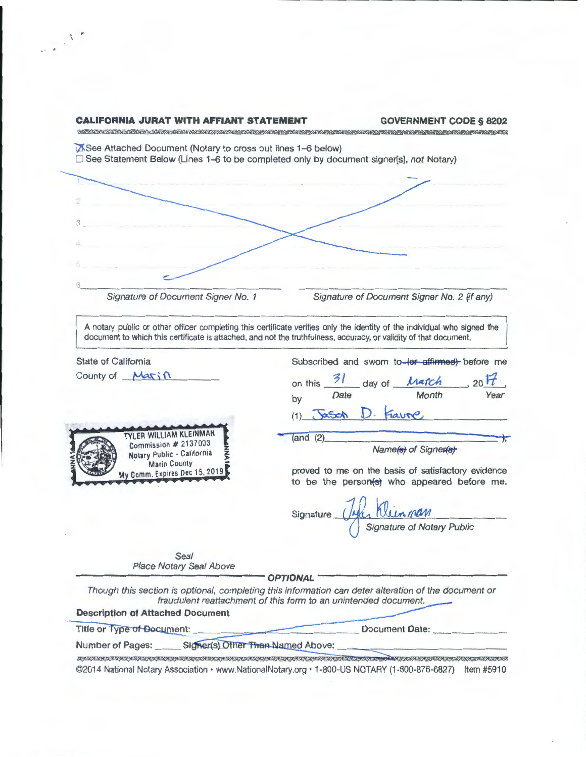**CALIFORNIA JURAT WITH AFFIANT STATEMENT** **GOVERNMENT CODE § 8202**

☒ See Attached Document (Notary to cross out lines 1–6 below)
☐ See Statement Below (Lines 1–6 to be completed only by document signer[s], *not* Notary)

1 ______________________________
2 ______________________________
3 ______________________________
4 ______________________________
5 ______________________________
6 ______________________________

*Signature of Document Signer No. 1* *Signature of Document Signer No. 2 (if any)*

A notary public or other officer completing this certificate verifies only the identity of the individual who signed the document to which this certificate is attached, and not the truthfulness, accuracy, or validity of that document.

State of California
County of Marin

Subscribed and sworn to ~~(or affirmed)~~ before me on this 31 day of March, 2017,
*Date* *Month* *Year*

by
(1) Jason D. Favre
~~(and (2) ________________ ),~~
*Name~~(s)~~ of Signer~~(s)~~*

proved to me on the basis of satisfactory evidence to be the person~~(s)~~ who appeared before me.

TYLER WILLIAM KLEINMAN
Commission # 2137003
Notary Public - California
Marin County
My Comm. Expires Dec 15, 2019

Signature Tyler Kleinman
*Signature of Notary Public*

*Seal*
*Place Notary Seal Above*

**OPTIONAL**

*Though this section is optional, completing this information can deter alteration of the document or fraudulent reattachment of this form to an unintended document.*

**Description of Attached Document**

Title or Type of Document: ______________ Document Date: ______________

Number of Pages: _____ Signer(s) Other Than Named Above: ______________

©2014 National Notary Association • www.NationalNotary.org • 1-800-US NOTARY (1-800-876-6827) Item #5910